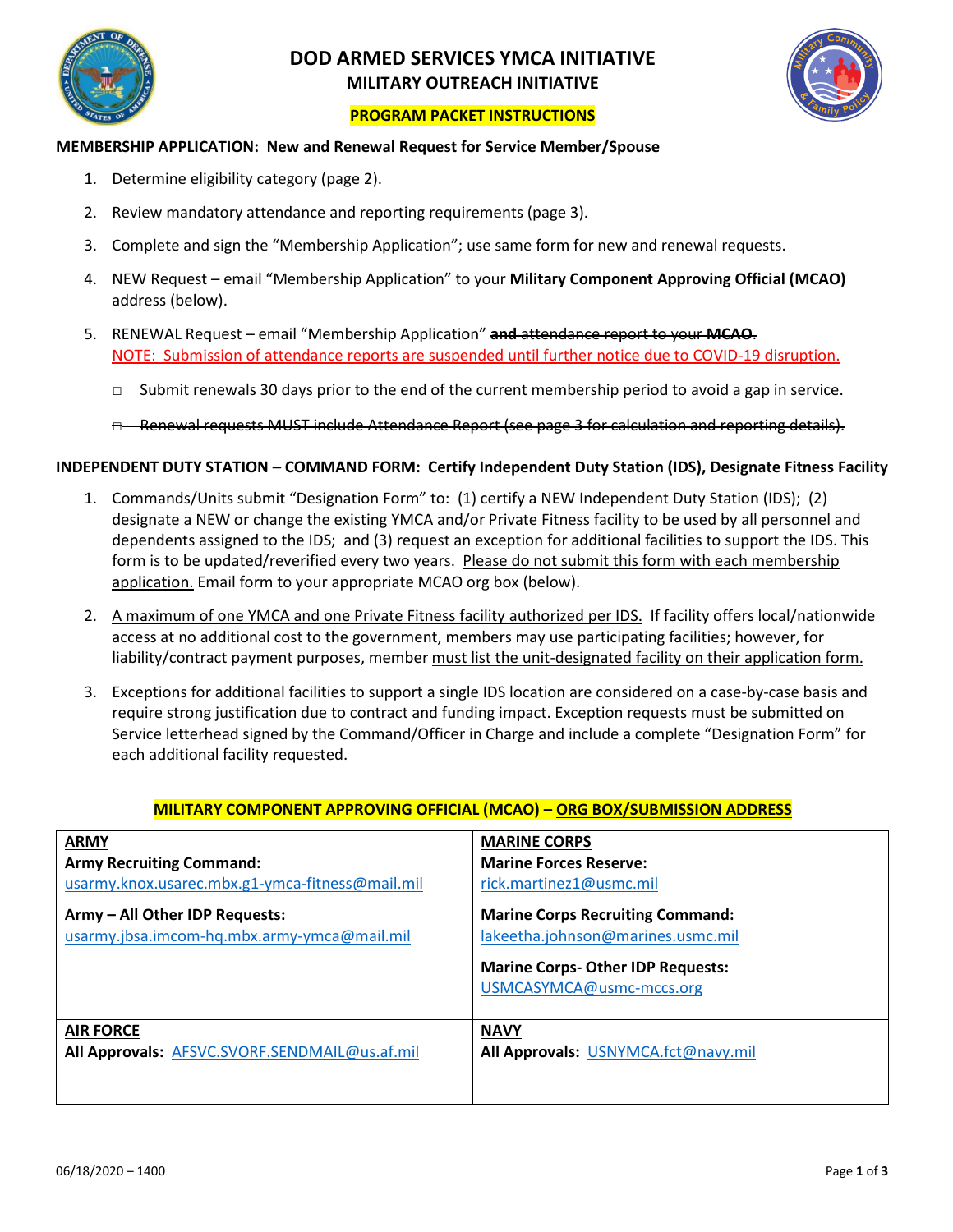# DOD ARMED SERVICES YMCA INITIATIVE

## MILITARY OUTREACH INITIATIVE

**PROGRAM PACKET INSTRUCTIONS**

**MEMBERSHIP APPLICATION: New and Renewal Request for Service Member/Spouse**

1. Determine eligibility category (page 2).
2. Review mandatory attendance and reporting requirements (page 3).
3. Complete and sign the "Membership Application"; use same form for new and renewal requests.
4. NEW Request – email "Membership Application" to your **Military Component Approving Official (MCAO)** address (below).
5. RENEWAL Request – email "Membership Application" ~~**and** attendance report to your **MCAO.**~~
   NOTE: Submission of attendance reports are suspended until further notice due to COVID-19 disruption.
   - Submit renewals 30 days prior to the end of the current membership period to avoid a gap in service.
   - ~~Renewal requests MUST include Attendance Report (see page 3 for calculation and reporting details).~~

**INDEPENDENT DUTY STATION – COMMAND FORM: Certify Independent Duty Station (IDS), Designate Fitness Facility**

1. Commands/Units submit "Designation Form" to: (1) certify a NEW Independent Duty Station (IDS); (2) designate a NEW or change the existing YMCA and/or Private Fitness facility to be used by all personnel and dependents assigned to the IDS; and (3) request an exception for additional facilities to support the IDS. This form is to be updated/reverified every two years. Please do not submit this form with each membership application. Email form to your appropriate MCAO org box (below).
2. A maximum of one YMCA and one Private Fitness facility authorized per IDS. If facility offers local/nationwide access at no additional cost to the government, members may use participating facilities; however, for liability/contract payment purposes, member must list the unit-designated facility on their application form.
3. Exceptions for additional facilities to support a single IDS location are considered on a case-by-case basis and require strong justification due to contract and funding impact. Exception requests must be submitted on Service letterhead signed by the Command/Officer in Charge and include a complete "Designation Form" for each additional facility requested.

**MILITARY COMPONENT APPROVING OFFICIAL (MCAO) – ORG BOX/SUBMISSION ADDRESS**

| ARMY | MARINE CORPS |
|---|---|
| **Army Recruiting Command:** usarmy.knox.usarec.mbx.g1-ymca-fitness@mail.mil<br><br>**Army – All Other IDP Requests:** usarmy.jbsa.imcom-hq.mbx.army-ymca@mail.mil | **Marine Forces Reserve:** rick.martinez1@usmc.mil<br><br>**Marine Corps Recruiting Command:** lakeetha.johnson@marines.usmc.mil<br><br>**Marine Corps- Other IDP Requests:** USMCASYMCA@usmc-mccs.org |
| **AIR FORCE** | **NAVY** |
| **All Approvals:** AFSVC.SVORF.SENDMAIL@us.af.mil | **All Approvals:** USNYMCA.fct@navy.mil |

06/18/2020 – 1400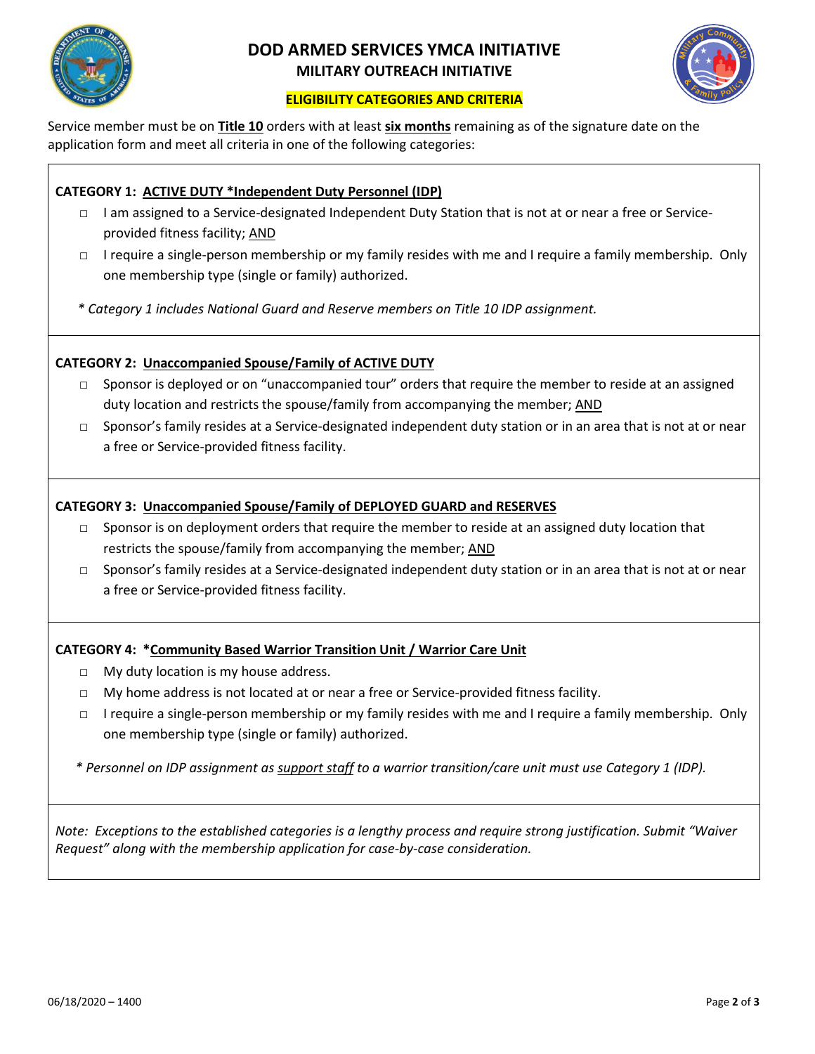# DOD ARMED SERVICES YMCA INITIATIVE

## MILITARY OUTREACH INITIATIVE

### ELIGIBILITY CATEGORIES AND CRITERIA

Service member must be on **Title 10** orders with at least **six months** remaining as of the signature date on the application form and meet all criteria in one of the following categories:

**CATEGORY 1: ACTIVE DUTY *Independent Duty Personnel (IDP)**

- □ I am assigned to a Service-designated Independent Duty Station that is not at or near a free or Service-provided fitness facility; AND
- □ I require a single-person membership or my family resides with me and I require a family membership. Only one membership type (single or family) authorized.

*\* Category 1 includes National Guard and Reserve members on Title 10 IDP assignment.*

**CATEGORY 2: Unaccompanied Spouse/Family of ACTIVE DUTY**

- □ Sponsor is deployed or on "unaccompanied tour" orders that require the member to reside at an assigned duty location and restricts the spouse/family from accompanying the member; AND
- □ Sponsor's family resides at a Service-designated independent duty station or in an area that is not at or near a free or Service-provided fitness facility.

**CATEGORY 3: Unaccompanied Spouse/Family of DEPLOYED GUARD and RESERVES**

- □ Sponsor is on deployment orders that require the member to reside at an assigned duty location that restricts the spouse/family from accompanying the member; AND
- □ Sponsor's family resides at a Service-designated independent duty station or in an area that is not at or near a free or Service-provided fitness facility.

**CATEGORY 4: *Community Based Warrior Transition Unit / Warrior Care Unit**

- □ My duty location is my house address.
- □ My home address is not located at or near a free or Service-provided fitness facility.
- □ I require a single-person membership or my family resides with me and I require a family membership. Only one membership type (single or family) authorized.

*\* Personnel on IDP assignment as support staff to a warrior transition/care unit must use Category 1 (IDP).*

*Note: Exceptions to the established categories is a lengthy process and require strong justification. Submit "Waiver Request" along with the membership application for case-by-case consideration.*

06/18/2020 – 1400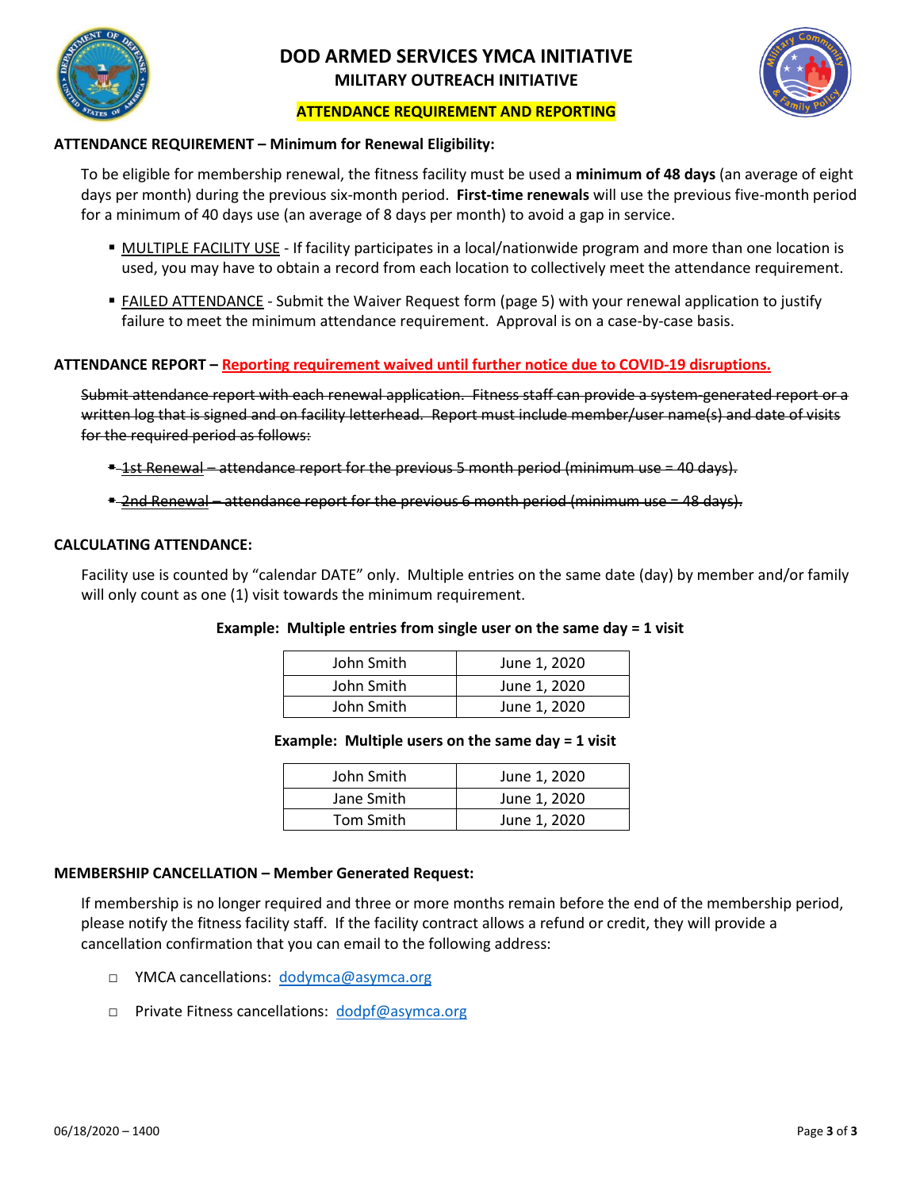# DOD ARMED SERVICES YMCA INITIATIVE

## MILITARY OUTREACH INITIATIVE

### ATTENDANCE REQUIREMENT AND REPORTING

**ATTENDANCE REQUIREMENT – Minimum for Renewal Eligibility:**

To be eligible for membership renewal, the fitness facility must be used a **minimum of 48 days** (an average of eight days per month) during the previous six-month period. **First-time renewals** will use the previous five-month period for a minimum of 40 days use (an average of 8 days per month) to avoid a gap in service.

- MULTIPLE FACILITY USE - If facility participates in a local/nationwide program and more than one location is used, you may have to obtain a record from each location to collectively meet the attendance requirement.
- FAILED ATTENDANCE - Submit the Waiver Request form (page 5) with your renewal application to justify failure to meet the minimum attendance requirement. Approval is on a case-by-case basis.

**ATTENDANCE REPORT – Reporting requirement waived until further notice due to COVID-19 disruptions.**

~~Submit attendance report with each renewal application. Fitness staff can provide a system-generated report or a written log that is signed and on facility letterhead. Report must include member/user name(s) and date of visits for the required period as follows:~~

- ~~1st Renewal – attendance report for the previous 5 month period (minimum use = 40 days).~~
- ~~2nd Renewal – attendance report for the previous 6 month period (minimum use = 48 days).~~

**CALCULATING ATTENDANCE:**

Facility use is counted by "calendar DATE" only. Multiple entries on the same date (day) by member and/or family will only count as one (1) visit towards the minimum requirement.

**Example: Multiple entries from single user on the same day = 1 visit**

| | |
|---|---|
| John Smith | June 1, 2020 |
| John Smith | June 1, 2020 |
| John Smith | June 1, 2020 |

**Example: Multiple users on the same day = 1 visit**

| | |
|---|---|
| John Smith | June 1, 2020 |
| Jane Smith | June 1, 2020 |
| Tom Smith | June 1, 2020 |

**MEMBERSHIP CANCELLATION – Member Generated Request:**

If membership is no longer required and three or more months remain before the end of the membership period, please notify the fitness facility staff. If the facility contract allows a refund or credit, they will provide a cancellation confirmation that you can email to the following address:

- YMCA cancellations: dodymca@asymca.org
- Private Fitness cancellations: dodpf@asymca.org

06/18/2020 – 1400